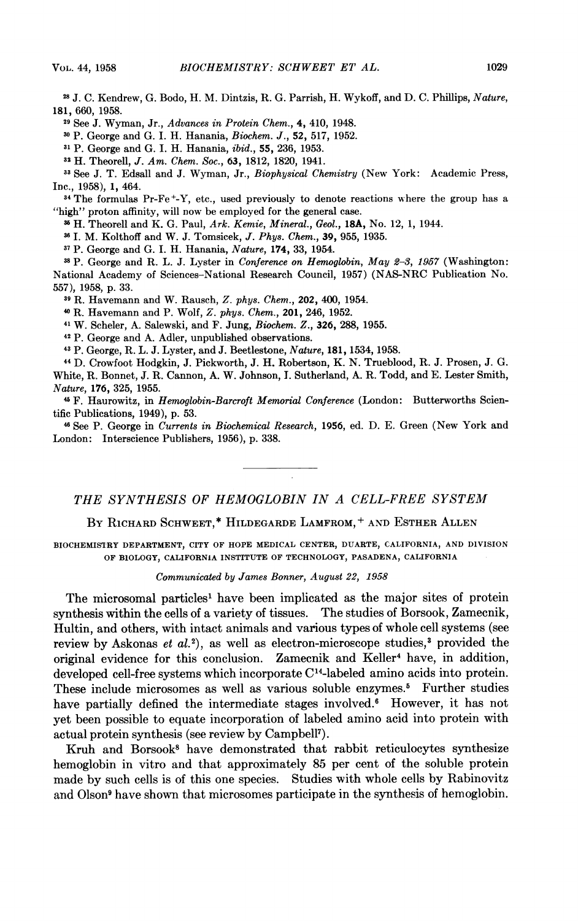[28] J. C. Kendrew, G. Bodo, H. M. Dintzis, R. G. Parrish, H. Wykoff, and D. C. Phillips, *Nature*, **181**, 660, 1958.

[29] See J. Wyman, Jr., *Advances in Protein Chem.*, **4**, 410, 1948.

[30] P. George and G. I. H. Hanania, *Biochem. J.*, **52**, 517, 1952.

[31] P. George and G. I. H. Hanania, *ibid.*, **55**, 236, 1953.

[32] H. Theorell, *J. Am. Chem. Soc.*, **63**, 1812, 1820, 1941.

[33] See J. T. Edsall and J. Wyman, Jr., *Biophysical Chemistry* (New York: Academic Press, Inc., 1958), **1**, 464.

[34] The formulas Pr-Fe$^{+}$-Y, etc., used previously to denote reactions where the group has a "high" proton affinity, will now be employed for the general case.

[35] H. Theorell and K. G. Paul, *Ark. Kemie, Mineral., Geol.*, **18A**, No. 12, 1, 1944.

[36] I. M. Kolthoff and W. J. Tomsicek, *J. Phys. Chem.*, **39**, 955, 1935.

[37] P. George and G. I. H. Hanania, *Nature*, **174**, 33, 1954.

[38] P. George and R. L. J. Lyster in *Conference on Hemoglobin, May 2–3, 1957* (Washington: National Academy of Sciences–National Research Council, 1957) (NAS-NRC Publication No. 557), 1958, p. 33.

[39] R. Havemann and W. Rausch, *Z. phys. Chem.*, **202**, 400, 1954.

[40] R. Havemann and P. Wolf, *Z. phys. Chem.*, **201**, 246, 1952.

[41] W. Scheler, A. Salewski, and F. Jung, *Biochem. Z.*, **326**, 288, 1955.

[42] P. George and A. Adler, unpublished observations.

[43] P. George, R. L. J. Lyster, and J. Beetlestone, *Nature*, **181**, 1534, 1958.

[44] D. Crowfoot Hodgkin, J. Pickworth, J. H. Robertson, K. N. Trueblood, R. J. Prosen, J. G. White, R. Bonnet, J. R. Cannon, A. W. Johnson, I. Sutherland, A. R. Todd, and E. Lester Smith, *Nature*, **176**, 325, 1955.

[45] F. Haurowitz, in *Hemoglobin-Barcroft Memorial Conference* (London: Butterworths Scientific Publications, 1949), p. 53.

[46] See P. George in *Currents in Biochemical Research*, 1956, ed. D. E. Green (New York and London: Interscience Publishers, 1956), p. 338.

---

## THE SYNTHESIS OF HEMOGLOBIN IN A CELL-FREE SYSTEM

By Richard Schweet,* Hildegarde Lamfrom,† and Esther Allen

BIOCHEMISTRY DEPARTMENT, CITY OF HOPE MEDICAL CENTER, DUARTE, CALIFORNIA, AND DIVISION OF BIOLOGY, CALIFORNIA INSTITUTE OF TECHNOLOGY, PASADENA, CALIFORNIA

*Communicated by James Bonner, August 22, 1958*

The microsomal particles[1] have been implicated as the major sites of protein synthesis within the cells of a variety of tissues. The studies of Borsook, Zamecnik, Hultin, and others, with intact animals and various types of whole cell systems (see review by Askonas *et al.*[2]), as well as electron-microscope studies,[3] provided the original evidence for this conclusion. Zamecnik and Keller[4] have, in addition, developed cell-free systems which incorporate $C^{14}$-labeled amino acids into protein. These include microsomes as well as various soluble enzymes.[5] Further studies have partially defined the intermediate stages involved.[6] However, it has not yet been possible to equate incorporation of labeled amino acid into protein with actual protein synthesis (see review by Campbell[7]).

Kruh and Borsook[8] have demonstrated that rabbit reticulocytes synthesize hemoglobin in vitro and that approximately 85 per cent of the soluble protein made by such cells is of this one species. Studies with whole cells by Rabinovitz and Olson[9] have shown that microsomes participate in the synthesis of hemoglobin.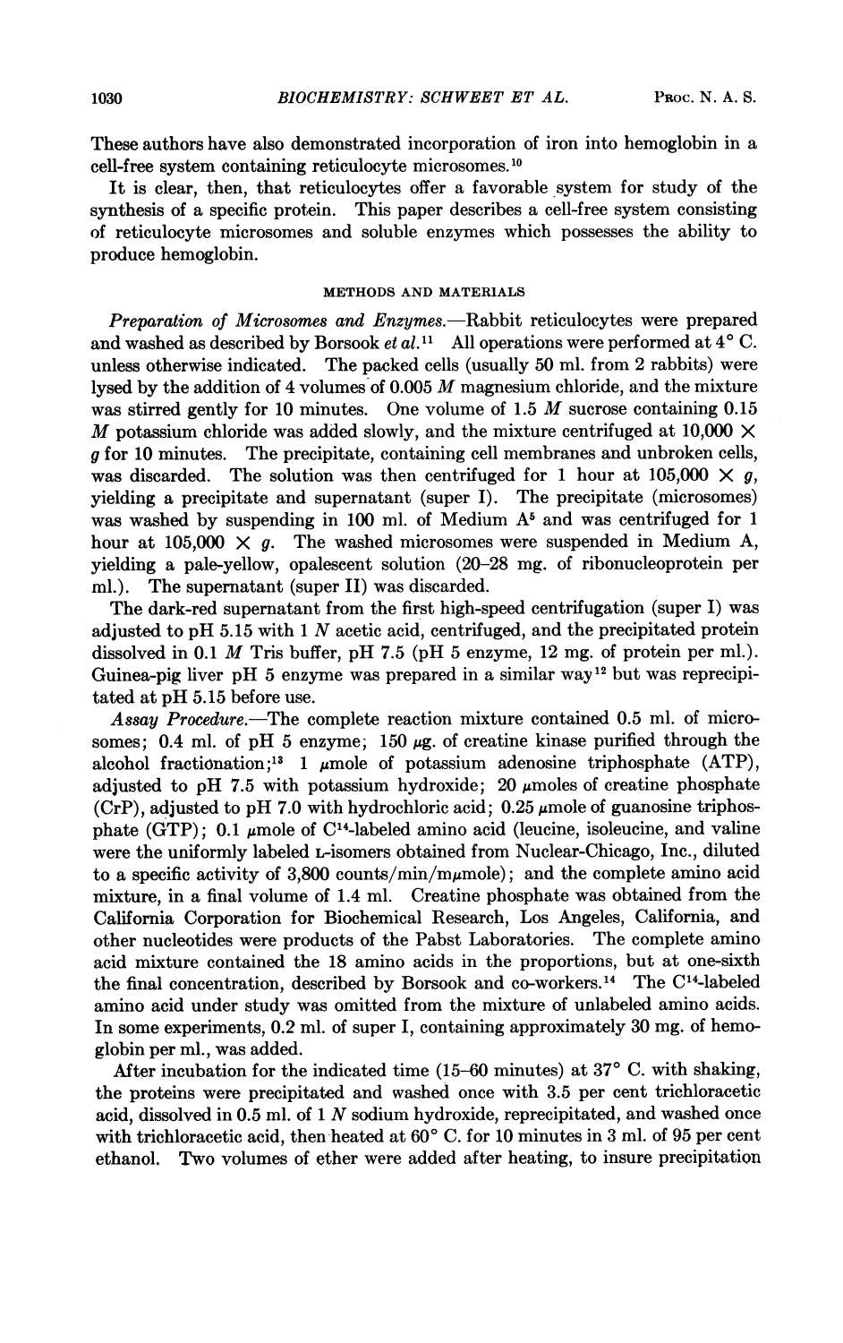These authors have also demonstrated incorporation of iron into hemoglobin in a cell-free system containing reticulocyte microsomes.[10]

It is clear, then, that reticulocytes offer a favorable system for study of the synthesis of a specific protein. This paper describes a cell-free system consisting of reticulocyte microsomes and soluble enzymes which possesses the ability to produce hemoglobin.

## METHODS AND MATERIALS

*Preparation of Microsomes and Enzymes.*—Rabbit reticulocytes were prepared and washed as described by Borsook *et al.*[11] All operations were performed at 4° C. unless otherwise indicated. The packed cells (usually 50 ml. from 2 rabbits) were lysed by the addition of 4 volumes of 0.005 *M* magnesium chloride, and the mixture was stirred gently for 10 minutes. One volume of 1.5 *M* sucrose containing 0.15 *M* potassium chloride was added slowly, and the mixture centrifuged at $10{,}000 \times g$ for 10 minutes. The precipitate, containing cell membranes and unbroken cells, was discarded. The solution was then centrifuged for 1 hour at $105{,}000 \times g$, yielding a precipitate and supernatant (super I). The precipitate (microsomes) was washed by suspending in 100 ml. of Medium A[5] and was centrifuged for 1 hour at $105{,}000 \times g$. The washed microsomes were suspended in Medium A, yielding a pale-yellow, opalescent solution (20–28 mg. of ribonucleoprotein per ml.). The supernatant (super II) was discarded.

The dark-red supernatant from the first high-speed centrifugation (super I) was adjusted to pH 5.15 with 1 *N* acetic acid, centrifuged, and the precipitated protein dissolved in 0.1 *M* Tris buffer, pH 7.5 (pH 5 enzyme, 12 mg. of protein per ml.). Guinea-pig liver pH 5 enzyme was prepared in a similar way[12] but was reprecipitated at pH 5.15 before use.

*Assay Procedure.*—The complete reaction mixture contained 0.5 ml. of microsomes; 0.4 ml. of pH 5 enzyme; 150 μg. of creatine kinase purified through the alcohol fractionation;[13] 1 μmole of potassium adenosine triphosphate (ATP), adjusted to pH 7.5 with potassium hydroxide; 20 μmoles of creatine phosphate (CrP), adjusted to pH 7.0 with hydrochloric acid; 0.25 μmole of guanosine triphosphate (GTP); 0.1 μmole of $C^{14}$-labeled amino acid (leucine, isoleucine, and valine were the uniformly labeled L-isomers obtained from Nuclear-Chicago, Inc., diluted to a specific activity of 3,800 counts/min/mμmole); and the complete amino acid mixture, in a final volume of 1.4 ml. Creatine phosphate was obtained from the California Corporation for Biochemical Research, Los Angeles, California, and other nucleotides were products of the Pabst Laboratories. The complete amino acid mixture contained the 18 amino acids in the proportions, but at one-sixth the final concentration, described by Borsook and co-workers.[14] The $C^{14}$-labeled amino acid under study was omitted from the mixture of unlabeled amino acids. In some experiments, 0.2 ml. of super I, containing approximately 30 mg. of hemoglobin per ml., was added.

After incubation for the indicated time (15–60 minutes) at 37° C. with shaking, the proteins were precipitated and washed once with 3.5 per cent trichloracetic acid, dissolved in 0.5 ml. of 1 *N* sodium hydroxide, reprecipitated, and washed once with trichloracetic acid, then heated at 60° C. for 10 minutes in 3 ml. of 95 per cent ethanol. Two volumes of ether were added after heating, to insure precipitation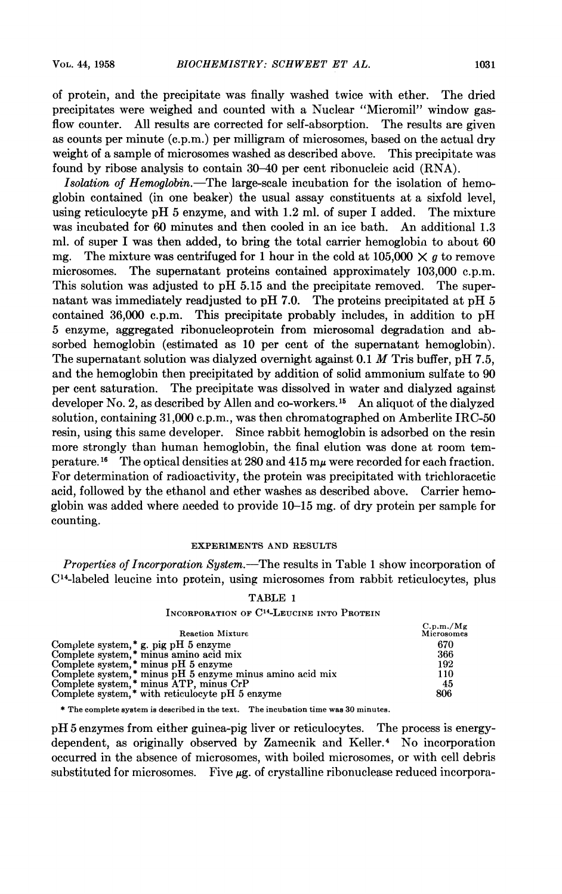of protein, and the precipitate was finally washed twice with ether. The dried precipitates were weighed and counted with a Nuclear "Micromil" window gas-flow counter. All results are corrected for self-absorption. The results are given as counts per minute (c.p.m.) per milligram of microsomes, based on the actual dry weight of a sample of microsomes washed as described above. This precipitate was found by ribose analysis to contain 30–40 per cent ribonucleic acid (RNA).

*Isolation of Hemoglobin.*—The large-scale incubation for the isolation of hemoglobin contained (in one beaker) the usual assay constituents at a sixfold level, using reticulocyte pH 5 enzyme, and with 1.2 ml. of super I added. The mixture was incubated for 60 minutes and then cooled in an ice bath. An additional 1.3 ml. of super I was then added, to bring the total carrier hemoglobin to about 60 mg. The mixture was centrifuged for 1 hour in the cold at 105,000 $\times$ $g$ to remove microsomes. The supernatant proteins contained approximately 103,000 c.p.m. This solution was adjusted to pH 5.15 and the precipitate removed. The supernatant was immediately readjusted to pH 7.0. The proteins precipitated at pH 5 contained 36,000 c.p.m. This precipitate probably includes, in addition to pH 5 enzyme, aggregated ribonucleoprotein from microsomal degradation and absorbed hemoglobin (estimated as 10 per cent of the supernatant hemoglobin). The supernatant solution was dialyzed overnight against 0.1 $M$ Tris buffer, pH 7.5, and the hemoglobin then precipitated by addition of solid ammonium sulfate to 90 per cent saturation. The precipitate was dissolved in water and dialyzed against developer No. 2, as described by Allen and co-workers.[15] An aliquot of the dialyzed solution, containing 31,000 c.p.m., was then chromatographed on Amberlite IRC-50 resin, using this same developer. Since rabbit hemoglobin is adsorbed on the resin more strongly than human hemoglobin, the final elution was done at room temperature.[16] The optical densities at 280 and 415 m$\mu$ were recorded for each fraction. For determination of radioactivity, the protein was precipitated with trichloracetic acid, followed by the ethanol and ether washes as described above. Carrier hemoglobin was added where needed to provide 10–15 mg. of dry protein per sample for counting.

## EXPERIMENTS AND RESULTS

*Properties of Incorporation System.*—The results in Table 1 show incorporation of $C^{14}$-labeled leucine into protein, using microsomes from rabbit reticulocytes, plus

TABLE 1

INCORPORATION OF $C^{14}$-LEUCINE INTO PROTEIN

| Reaction Mixture | C.p.m./Mg Microsomes |
|---|---|
| Complete system,* g. pig pH 5 enzyme | 670 |
| Complete system,* minus amino acid mix | 366 |
| Complete system,* minus pH 5 enzyme | 192 |
| Complete system,* minus pH 5 enzyme minus amino acid mix | 110 |
| Complete system,* minus ATP, minus CrP | 45 |
| Complete system,* with reticulocyte pH 5 enzyme | 806 |

* The complete system is described in the text. The incubation time was 30 minutes.

pH 5 enzymes from either guinea-pig liver or reticulocytes. The process is energy-dependent, as originally observed by Zamecnik and Keller.[4] No incorporation occurred in the absence of microsomes, with boiled microsomes, or with cell debris substituted for microsomes. Five $\mu$g. of crystalline ribonuclease reduced incorpora-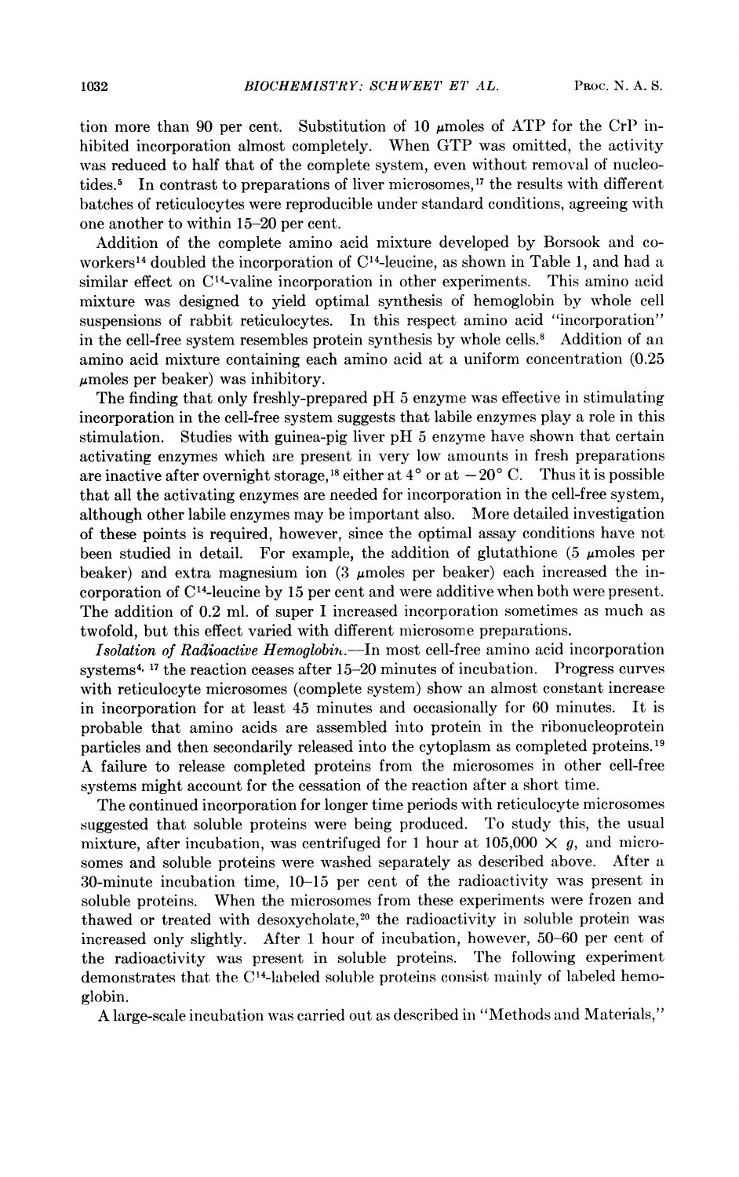tion more than 90 per cent. Substitution of 10 μmoles of ATP for the CrP inhibited incorporation almost completely. When GTP was omitted, the activity was reduced to half that of the complete system, even without removal of nucleotides.[5] In contrast to preparations of liver microsomes,[17] the results with different batches of reticulocytes were reproducible under standard conditions, agreeing with one another to within 15–20 per cent.

Addition of the complete amino acid mixture developed by Borsook and coworkers[14] doubled the incorporation of $C^{14}$-leucine, as shown in Table 1, and had a similar effect on $C^{14}$-valine incorporation in other experiments. This amino acid mixture was designed to yield optimal synthesis of hemoglobin by whole cell suspensions of rabbit reticulocytes. In this respect amino acid "incorporation" in the cell-free system resembles protein synthesis by whole cells.[8] Addition of an amino acid mixture containing each amino acid at a uniform concentration (0.25 μmoles per beaker) was inhibitory.

The finding that only freshly-prepared pH 5 enzyme was effective in stimulating incorporation in the cell-free system suggests that labile enzymes play a role in this stimulation. Studies with guinea-pig liver pH 5 enzyme have shown that certain activating enzymes which are present in very low amounts in fresh preparations are inactive after overnight storage,[18] either at 4° or at −20° C. Thus it is possible that all the activating enzymes are needed for incorporation in the cell-free system, although other labile enzymes may be important also. More detailed investigation of these points is required, however, since the optimal assay conditions have not been studied in detail. For example, the addition of glutathione (5 μmoles per beaker) and extra magnesium ion (3 μmoles per beaker) each increased the incorporation of $C^{14}$-leucine by 15 per cent and were additive when both were present. The addition of 0.2 ml. of super I increased incorporation sometimes as much as twofold, but this effect varied with different microsome preparations.

*Isolation of Radioactive Hemoglobin.*—In most cell-free amino acid incorporation systems[4, 17] the reaction ceases after 15–20 minutes of incubation. Progress curves with reticulocyte microsomes (complete system) show an almost constant increase in incorporation for at least 45 minutes and occasionally for 60 minutes. It is probable that amino acids are assembled into protein in the ribonucleoprotein particles and then secondarily released into the cytoplasm as completed proteins.[19] A failure to release completed proteins from the microsomes in other cell-free systems might account for the cessation of the reaction after a short time.

The continued incorporation for longer time periods with reticulocyte microsomes suggested that soluble proteins were being produced. To study this, the usual mixture, after incubation, was centrifuged for 1 hour at 105,000 × *g*, and microsomes and soluble proteins were washed separately as described above. After a 30-minute incubation time, 10–15 per cent of the radioactivity was present in soluble proteins. When the microsomes from these experiments were frozen and thawed or treated with desoxycholate,[20] the radioactivity in soluble protein was increased only slightly. After 1 hour of incubation, however, 50–60 per cent of the radioactivity was present in soluble proteins. The following experiment demonstrates that the $C^{14}$-labeled soluble proteins consist mainly of labeled hemoglobin.

A large-scale incubation was carried out as described in "Methods and Materials,"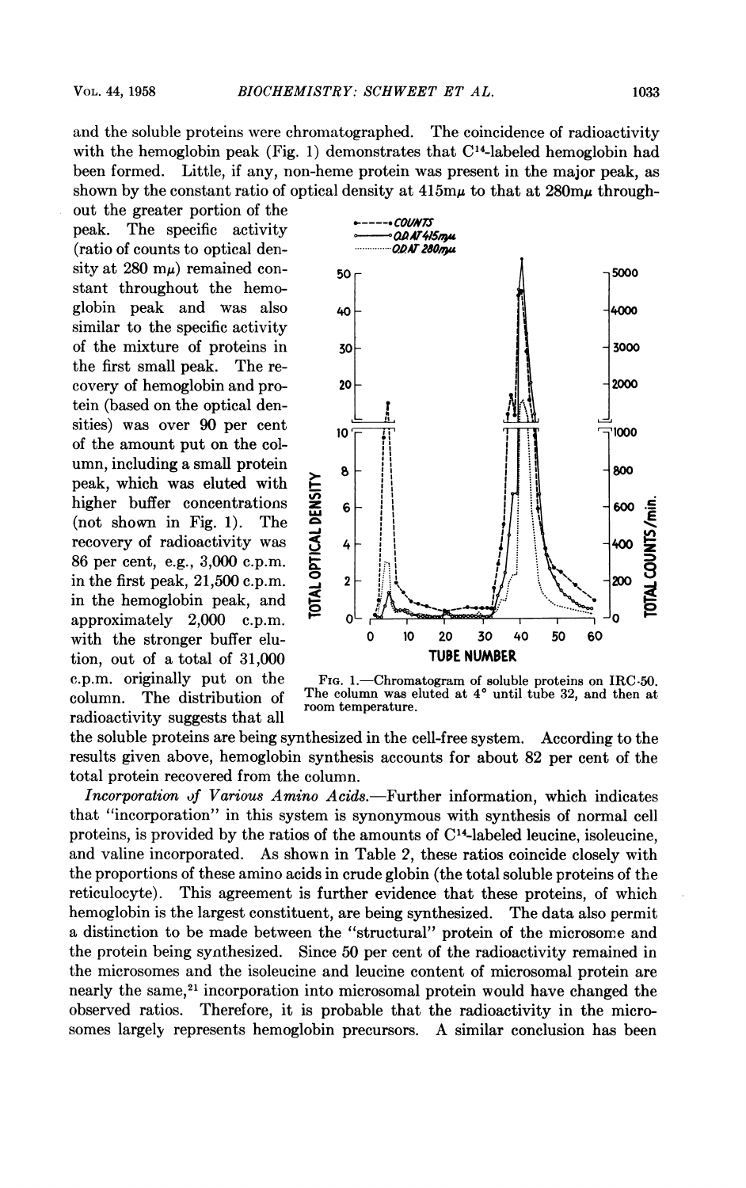and the soluble proteins were chromatographed. The coincidence of radioactivity with the hemoglobin peak (Fig. 1) demonstrates that $C^{14}$-labeled hemoglobin had been formed. Little, if any, non-heme protein was present in the major peak, as shown by the constant ratio of optical density at 415mμ to that at 280mμ throughout the greater portion of the peak. The specific activity (ratio of counts to optical density at 280 mμ) remained constant throughout the hemoglobin peak and was also similar to the specific activity of the mixture of proteins in the first small peak. The recovery of hemoglobin and protein (based on the optical densities) was over 90 per cent of the amount put on the column, including a small protein peak, which was eluted with higher buffer concentrations (not shown in Fig. 1). The recovery of radioactivity was 86 per cent, e.g., 3,000 c.p.m. in the first peak, 21,500 c.p.m. in the hemoglobin peak, and approximately 2,000 c.p.m. with the stronger buffer elution, out of a total of 31,000 c.p.m. originally put on the column. The distribution of radioactivity suggests that all the soluble proteins are being synthesized in the cell-free system. According to the results given above, hemoglobin synthesis accounts for about 82 per cent of the total protein recovered from the column.

FIG. 1.—Chromatogram of soluble proteins on IRC-50. The column was eluted at 4° until tube 32, and then at room temperature.

*Incorporation of Various Amino Acids.*—Further information, which indicates that "incorporation" in this system is synonymous with synthesis of normal cell proteins, is provided by the ratios of the amounts of $C^{14}$-labeled leucine, isoleucine, and valine incorporated. As shown in Table 2, these ratios coincide closely with the proportions of these amino acids in crude globin (the total soluble proteins of the reticulocyte). This agreement is further evidence that these proteins, of which hemoglobin is the largest constituent, are being synthesized. The data also permit a distinction to be made between the "structural" protein of the microsome and the protein being synthesized. Since 50 per cent of the radioactivity remained in the microsomes and the isoleucine and leucine content of microsomal protein are nearly the same,[21] incorporation into microsomal protein would have changed the observed ratios. Therefore, it is probable that the radioactivity in the microsomes largely represents hemoglobin precursors. A similar conclusion has been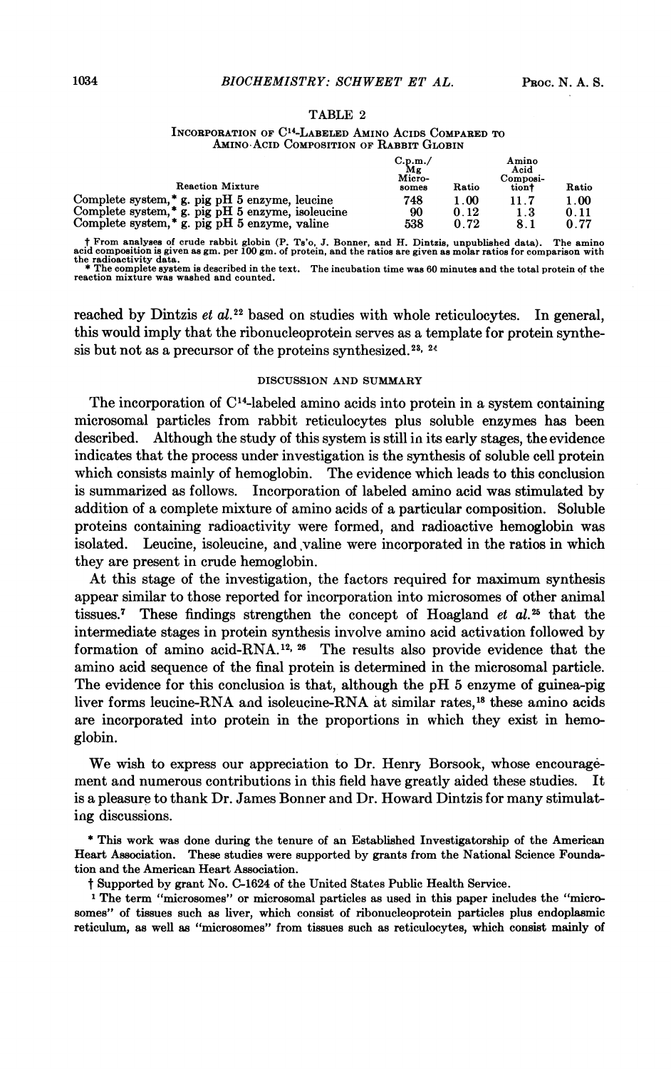TABLE 2

INCORPORATION OF $C^{14}$-LABELED AMINO ACIDS COMPARED TO AMINO-ACID COMPOSITION OF RABBIT GLOBIN

| Reaction Mixture | C.p.m./ Mg Microsomes | Ratio | Amino Acid Composition† | Ratio |
|---|---|---|---|---|
| Complete system,* g. pig pH 5 enzyme, leucine | 748 | 1.00 | 11.7 | 1.00 |
| Complete system,* g. pig pH 5 enzyme, isoleucine | 90 | 0.12 | 1.3 | 0.11 |
| Complete system,* g. pig pH 5 enzyme, valine | 538 | 0.72 | 8.1 | 0.77 |

† From analyses of crude rabbit globin (P. Ts'o, J. Bonner, and H. Dintzis, unpublished data). The amino acid composition is given as gm. per 100 gm. of protein, and the ratios are given as molar ratios for comparison with the radioactivity data.
* The complete system is described in the text. The incubation time was 60 minutes and the total protein of the reaction mixture was washed and counted.

reached by Dintzis *et al.*[22] based on studies with whole reticulocytes. In general, this would imply that the ribonucleoprotein serves as a template for protein synthesis but not as a precursor of the proteins synthesized.[23, 24]

## DISCUSSION AND SUMMARY

The incorporation of $C^{14}$-labeled amino acids into protein in a system containing microsomal particles from rabbit reticulocytes plus soluble enzymes has been described. Although the study of this system is still in its early stages, the evidence indicates that the process under investigation is the synthesis of soluble cell protein which consists mainly of hemoglobin. The evidence which leads to this conclusion is summarized as follows. Incorporation of labeled amino acid was stimulated by addition of a complete mixture of amino acids of a particular composition. Soluble proteins containing radioactivity were formed, and radioactive hemoglobin was isolated. Leucine, isoleucine, and valine were incorporated in the ratios in which they are present in crude hemoglobin.

At this stage of the investigation, the factors required for maximum synthesis appear similar to those reported for incorporation into microsomes of other animal tissues.[7] These findings strengthen the concept of Hoagland *et al.*[25] that the intermediate stages in protein synthesis involve amino acid activation followed by formation of amino acid-RNA.[12, 26] The results also provide evidence that the amino acid sequence of the final protein is determined in the microsomal particle. The evidence for this conclusion is that, although the pH 5 enzyme of guinea-pig liver forms leucine-RNA and isoleucine-RNA at similar rates,[18] these amino acids are incorporated into protein in the proportions in which they exist in hemoglobin.

We wish to express our appreciation to Dr. Henry Borsook, whose encouragement and numerous contributions in this field have greatly aided these studies. It is a pleasure to thank Dr. James Bonner and Dr. Howard Dintzis for many stimulating discussions.

* This work was done during the tenure of an Established Investigatorship of the American Heart Association. These studies were supported by grants from the National Science Foundation and the American Heart Association.

† Supported by grant No. C-1624 of the United States Public Health Service.

[1] The term "microsomes" or microsomal particles as used in this paper includes the "microsomes" of tissues such as liver, which consist of ribonucleoprotein particles plus endoplasmic reticulum, as well as "microsomes" from tissues such as reticulocytes, which consist mainly of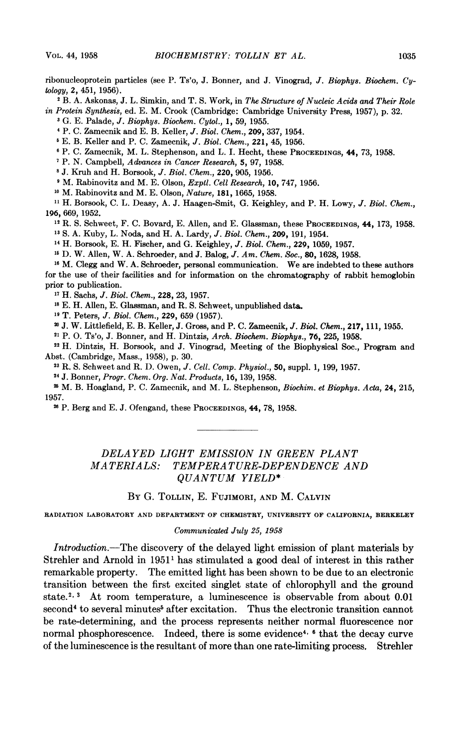ribonucleoprotein particles (see P. Ts'o, J. Bonner, and J. Vinograd, *J. Biophys. Biochem. Cytology*, **2**, 451, 1956).

[2] B. A. Askonas, J. L. Simkin, and T. S. Work, in *The Structure of Nucleic Acids and Their Role in Protein Synthesis*, ed. E. M. Crook (Cambridge: Cambridge University Press, 1957), p. 32.

[3] G. E. Palade, *J. Biophys. Biochem. Cytol.*, **1**, 59, 1955.

[4] P. C. Zamecnik and E. B. Keller, *J. Biol. Chem.*, **209**, 337, 1954.

[5] E. B. Keller and P. C. Zamecnik, *J. Biol. Chem.*, **221**, 45, 1956.

[6] P. C. Zamecnik, M. L. Stephenson, and L. I. Hecht, these PROCEEDINGS, **44**, 73, 1958.

[7] P. N. Campbell, *Advances in Cancer Research*, **5**, 97, 1958.

[8] J. Kruh and H. Borsook, *J. Biol. Chem.*, **220**, 905, 1956.

[9] M. Rabinovitz and M. E. Olson, *Exptl. Cell Research*, **10**, 747, 1956.

[10] M. Rabinovitz and M. E. Olson, *Nature*, **181**, 1665, 1958.

[11] H. Borsook, C. L. Deasy, A. J. Haagen-Smit, G. Keighley, and P. H. Lowy, *J. Biol. Chem.*, **196**, 669, 1952.

[12] R. S. Schweet, F. C. Bovard, E. Allen, and E. Glassman, these PROCEEDINGS, **44**, 173, 1958.

[13] S. A. Kuby, L. Noda, and H. A. Lardy, *J. Biol. Chem.*, **209**, 191, 1954.

[14] H. Borsook, E. H. Fischer, and G. Keighley, *J. Biol. Chem.*, **229**, 1059, 1957.

[15] D. W. Allen, W. A. Schroeder, and J. Balog, *J. Am. Chem. Soc.*, **80**, 1628, 1958.

[16] M. Clegg and W. A. Schroeder, personal communication. We are indebted to these authors for the use of their facilities and for information on the chromatography of rabbit hemoglobin prior to publication.

[17] H. Sachs, *J. Biol. Chem.*, **228**, 23, 1957.

[18] E. H. Allen, E. Glassman, and R. S. Schweet, unpublished data.

[19] T. Peters, *J. Biol. Chem.*, **229**, 659 (1957).

[20] J. W. Littlefield, E. B. Keller, J. Gross, and P. C. Zamecnik, *J. Biol. Chem.*, **217**, 111, 1955.

[21] P. O. Ts'o, J. Bonner, and H. Dintzis, *Arch. Biochem. Biophys.*, **76**, 225, 1958.

[22] H. Dintzis, H. Borsook, and J. Vinograd, Meeting of the Biophysical Soc., Program and Abst. (Cambridge, Mass., 1958), p. 30.

[23] R. S. Schweet and R. D. Owen, *J. Cell. Comp. Physiol.*, **50**, suppl. 1, 199, 1957.

[24] J. Bonner, *Progr. Chem. Org. Nat. Products*, **16**, 139, 1958.

[25] M. B. Hoagland, P. C. Zamecnik, and M. L. Stephenson, *Biochim. et Biophys. Acta*, **24**, 215, 1957.

[26] P. Berg and E. J. Ofengand, these PROCEEDINGS, **44**, 78, 1958.

---

# DELAYED LIGHT EMISSION IN GREEN PLANT MATERIALS: TEMPERATURE-DEPENDENCE AND QUANTUM YIELD*

By G. Tollin, E. Fujimori, and M. Calvin

RADIATION LABORATORY AND DEPARTMENT OF CHEMISTRY, UNIVERSITY OF CALIFORNIA, BERKELEY

*Communicated July 25, 1958*

*Introduction.*—The discovery of the delayed light emission of plant materials by Strehler and Arnold in 1951[1] has stimulated a good deal of interest in this rather remarkable property. The emitted light has been shown to be due to an electronic transition between the first excited singlet state of chlorophyll and the ground state.[2, 3] At room temperature, a luminescence is observable from about 0.01 second[4] to several minutes[5] after excitation. Thus the electronic transition cannot be rate-determining, and the process represents neither normal fluorescence nor normal phosphorescence. Indeed, there is some evidence[4, 6] that the decay curve of the luminescence is the resultant of more than one rate-limiting process. Strehler